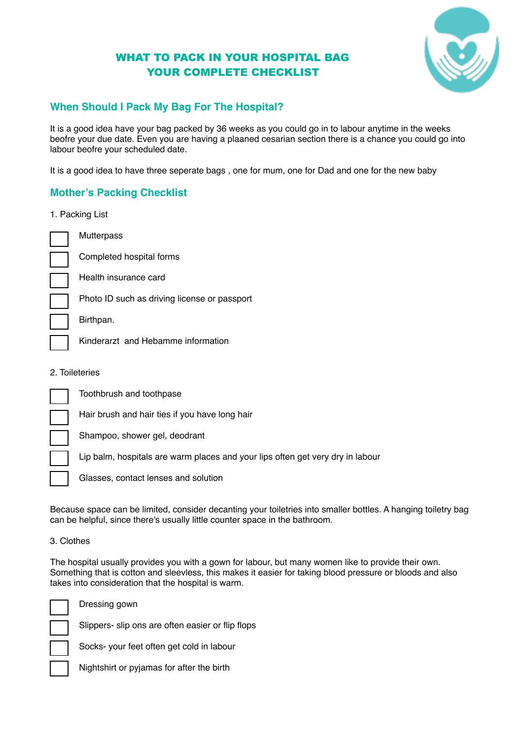# WHAT TO PACK IN YOUR HOSPITAL BAG
# YOUR COMPLETE CHECKLIST

## When Should I Pack My Bag For The Hospital?

It is a good idea have your bag packed by 36 weeks as you could go in to labour anytime in the weeks beofre your due date. Even you are having a plaaned cesarian section there is a chance you could go into labour beofre your scheduled date.

It is a good idea to have three seperate bags , one for mum, one for Dad and one for the new baby

## Mother's Packing Checklist

1. Packing List

- [ ] Mutterpass
- [ ] Completed hospital forms
- [ ] Health insurance card
- [ ] Photo ID such as driving license or passport
- [ ] Birthpan.
- [ ] Kinderarzt  and Hebamme information

2. Toileteries

- [ ] Toothbrush and toothpase
- [ ] Hair brush and hair ties if you have long hair
- [ ] Shampoo, shower gel, deodrant
- [ ] Lip balm, hospitals are warm places and your lips often get very dry in labour
- [ ] Glasses, contact lenses and solution

Because space can be limited, consider decanting your toiletries into smaller bottles. A hanging toiletry bag can be helpful, since there's usually little counter space in the bathroom.

3. Clothes

The hospital usually provides you with a gown for labour, but many women like to provide their own. Something that is cotton and sleevless, this makes it easier for taking blood pressure or bloods and also takes into consideration that the hospital is warm.

- [ ] Dressing gown
- [ ] Slippers- slip ons are often easier or flip flops
- [ ] Socks- your feet often get cold in labour
- [ ] Nightshirt or pyjamas for after the birth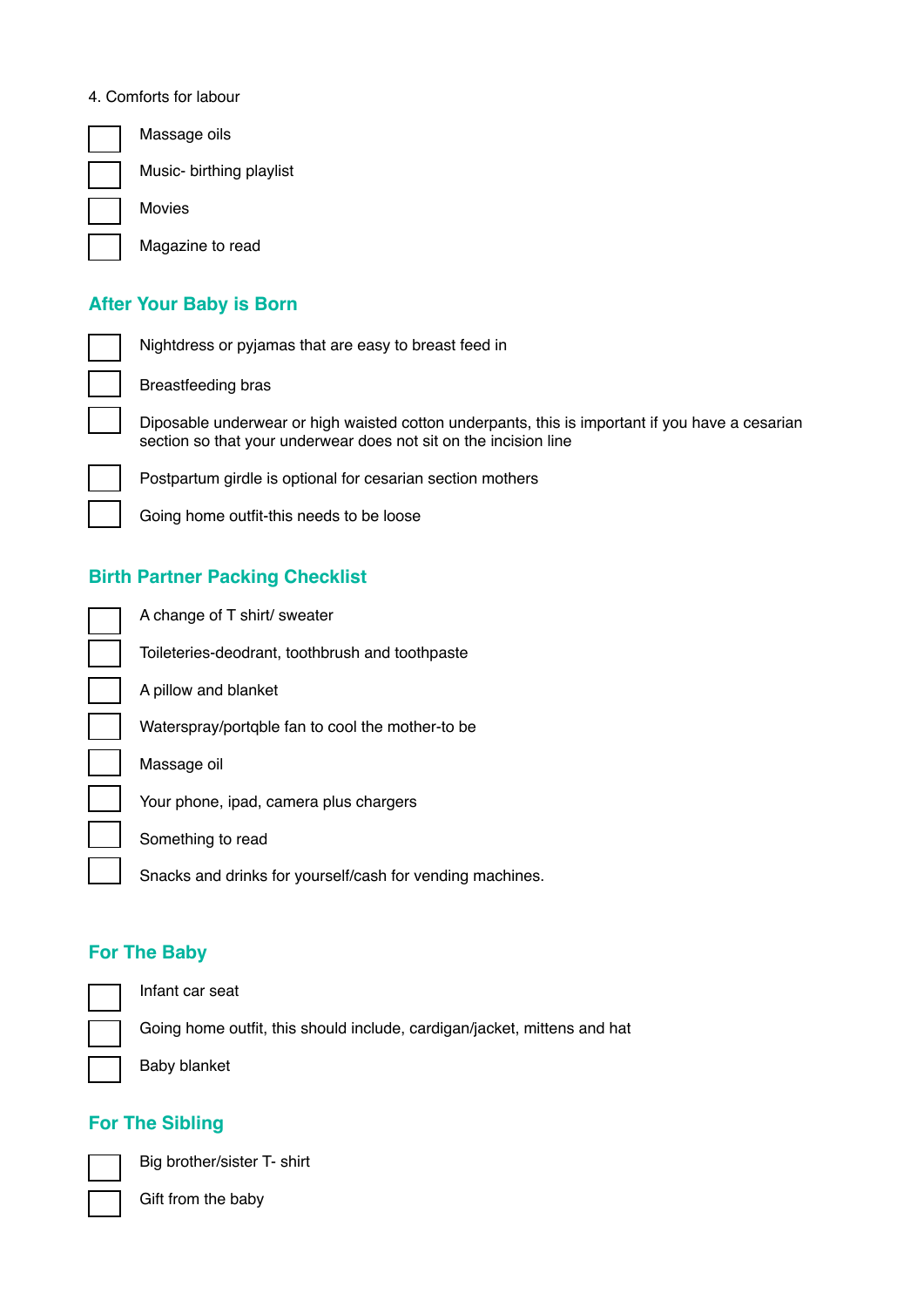4. Comforts for labour

- [ ] Massage oils
- [ ] Music- birthing playlist
- [ ] Movies
- [ ] Magazine to read

## After Your Baby is Born

- [ ] Nightdress or pyjamas that are easy to breast feed in
- [ ] Breastfeeding bras
- [ ] Diposable underwear or high waisted cotton underpants, this is important if you have a cesarian section so that your underwear does not sit on the incision line
- [ ] Postpartum girdle is optional for cesarian section mothers
- [ ] Going home outfit-this needs to be loose

## Birth Partner Packing Checklist

- [ ] A change of T shirt/ sweater
- [ ] Toileteries-deodrant, toothbrush and toothpaste
- [ ] A pillow and blanket
- [ ] Waterspray/portqble fan to cool the mother-to be
- [ ] Massage oil
- [ ] Your phone, ipad, camera plus chargers
- [ ] Something to read
- [ ] Snacks and drinks for yourself/cash for vending machines.

## For The Baby

- [ ] Infant car seat
- [ ] Going home outfit, this should include, cardigan/jacket, mittens and hat
- [ ] Baby blanket

## For The Sibling

- [ ] Big brother/sister T- shirt
- [ ] Gift from the baby